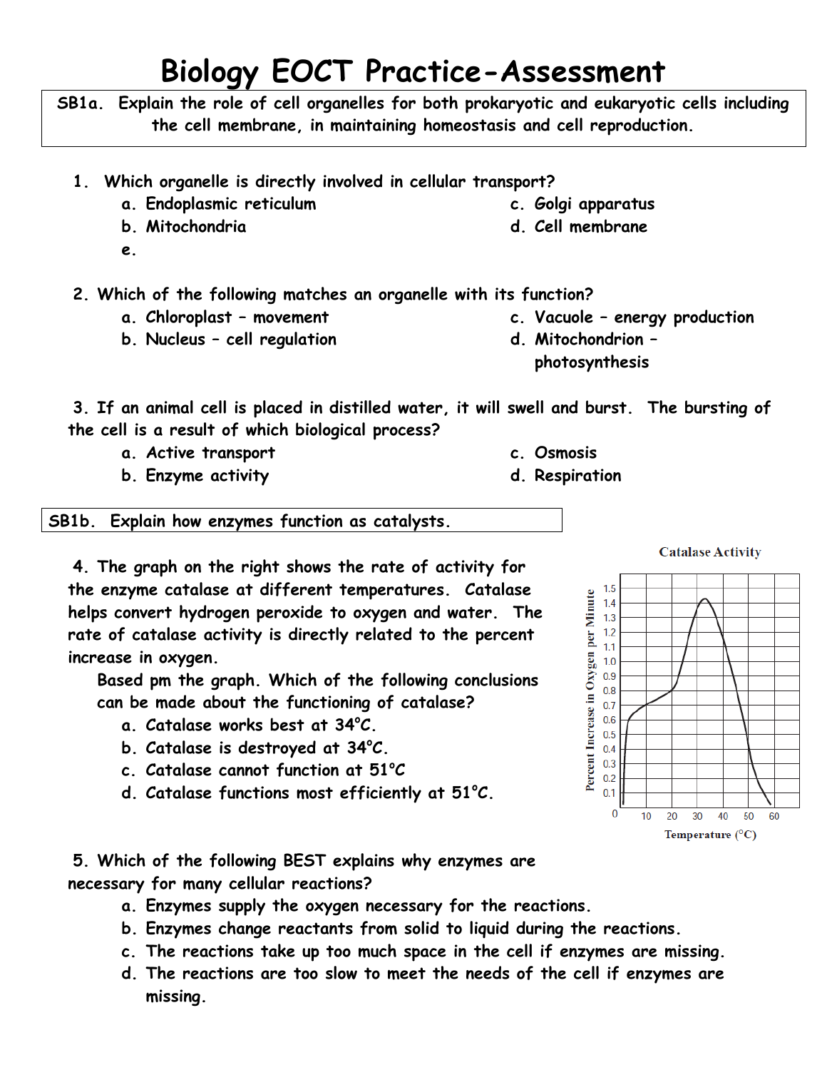# Biology EOCT Practice-Assessment

**SB1a. Explain the role of cell organelles for both prokaryotic and eukaryotic cells including the cell membrane, in maintaining homeostasis and cell reproduction.**

1. Which organelle is directly involved in cellular transport?
   a. Endoplasmic reticulum
   b. Mitochondria
   c. Golgi apparatus
   d. Cell membrane
   e.

2. Which of the following matches an organelle with its function?
   a. Chloroplast – movement
   b. Nucleus – cell regulation
   c. Vacuole – energy production
   d. Mitochondrion – photosynthesis

3. If an animal cell is placed in distilled water, it will swell and burst. The bursting of the cell is a result of which biological process?
   a. Active transport
   b. Enzyme activity
   c. Osmosis
   d. Respiration

**SB1b. Explain how enzymes function as catalysts.**

4. The graph on the right shows the rate of activity for the enzyme catalase at different temperatures. Catalase helps convert hydrogen peroxide to oxygen and water. The rate of catalase activity is directly related to the percent increase in oxygen.

   Based pm the graph. Which of the following conclusions can be made about the functioning of catalase?
   a. Catalase works best at 34°C.
   b. Catalase is destroyed at 34°C.
   c. Catalase cannot function at 51°C
   d. Catalase functions most efficiently at 51°C.

Catalase Activity

(Graph: y-axis "Percent Increase in Oxygen per Minute" 0–1.5; x-axis "Temperature (°C)" 0–60)

5. Which of the following BEST explains why enzymes are necessary for many cellular reactions?
   a. Enzymes supply the oxygen necessary for the reactions.
   b. Enzymes change reactants from solid to liquid during the reactions.
   c. The reactions take up too much space in the cell if enzymes are missing.
   d. The reactions are too slow to meet the needs of the cell if enzymes are missing.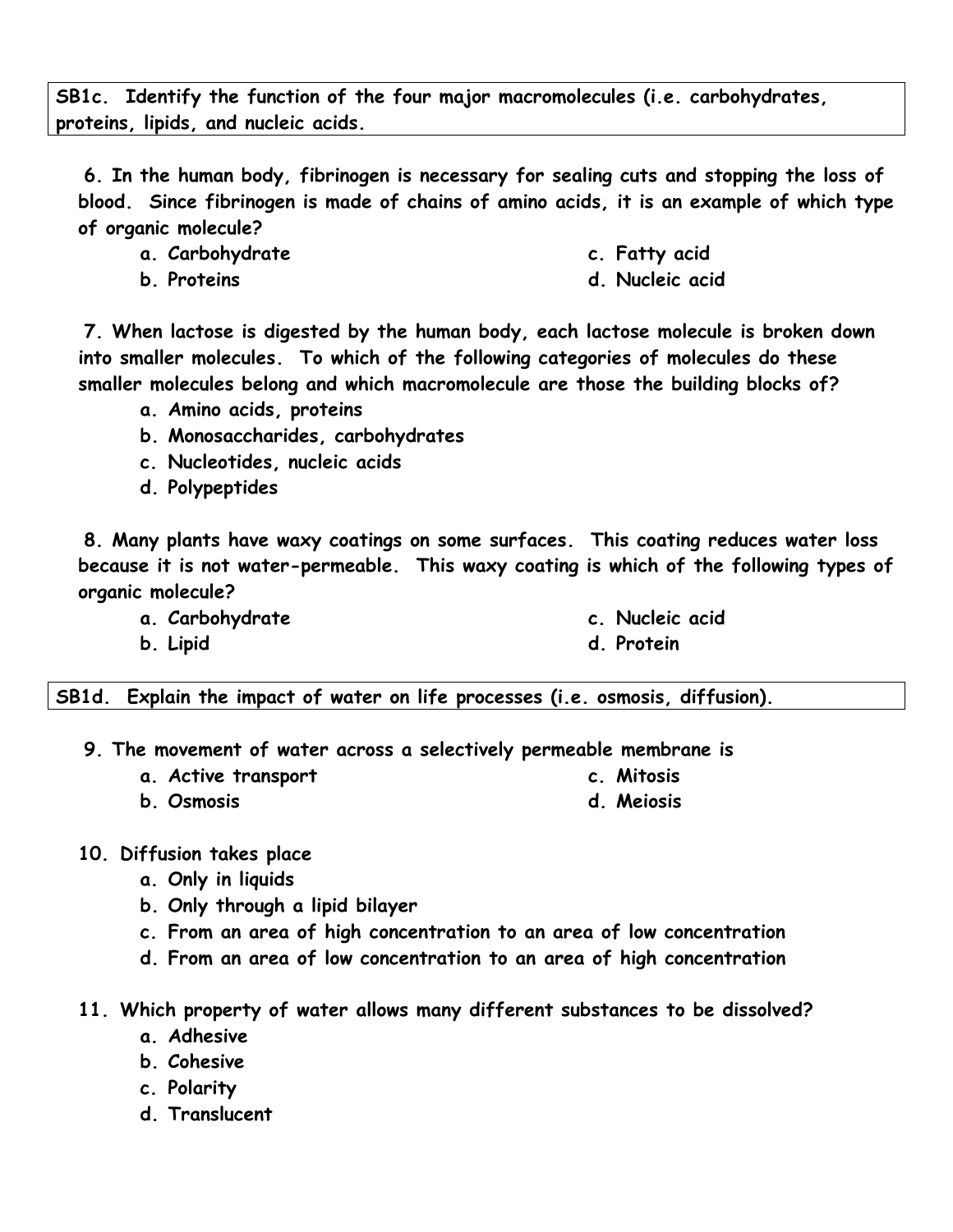**SB1c. Identify the function of the four major macromolecules (i.e. carbohydrates, proteins, lipids, and nucleic acids.**

**6. In the human body, fibrinogen is necessary for sealing cuts and stopping the loss of blood. Since fibrinogen is made of chains of amino acids, it is an example of which type of organic molecule?**

- **a. Carbohydrate**
- **b. Proteins**
- **c. Fatty acid**
- **d. Nucleic acid**

**7. When lactose is digested by the human body, each lactose molecule is broken down into smaller molecules. To which of the following categories of molecules do these smaller molecules belong and which macromolecule are those the building blocks of?**

- **a. Amino acids, proteins**
- **b. Monosaccharides, carbohydrates**
- **c. Nucleotides, nucleic acids**
- **d. Polypeptides**

**8. Many plants have waxy coatings on some surfaces. This coating reduces water loss because it is not water-permeable. This waxy coating is which of the following types of organic molecule?**

- **a. Carbohydrate**
- **b. Lipid**
- **c. Nucleic acid**
- **d. Protein**

**SB1d. Explain the impact of water on life processes (i.e. osmosis, diffusion).**

**9. The movement of water across a selectively permeable membrane is**

- **a. Active transport**
- **b. Osmosis**
- **c. Mitosis**
- **d. Meiosis**

**10. Diffusion takes place**

- **a. Only in liquids**
- **b. Only through a lipid bilayer**
- **c. From an area of high concentration to an area of low concentration**
- **d. From an area of low concentration to an area of high concentration**

**11. Which property of water allows many different substances to be dissolved?**

- **a. Adhesive**
- **b. Cohesive**
- **c. Polarity**
- **d. Translucent**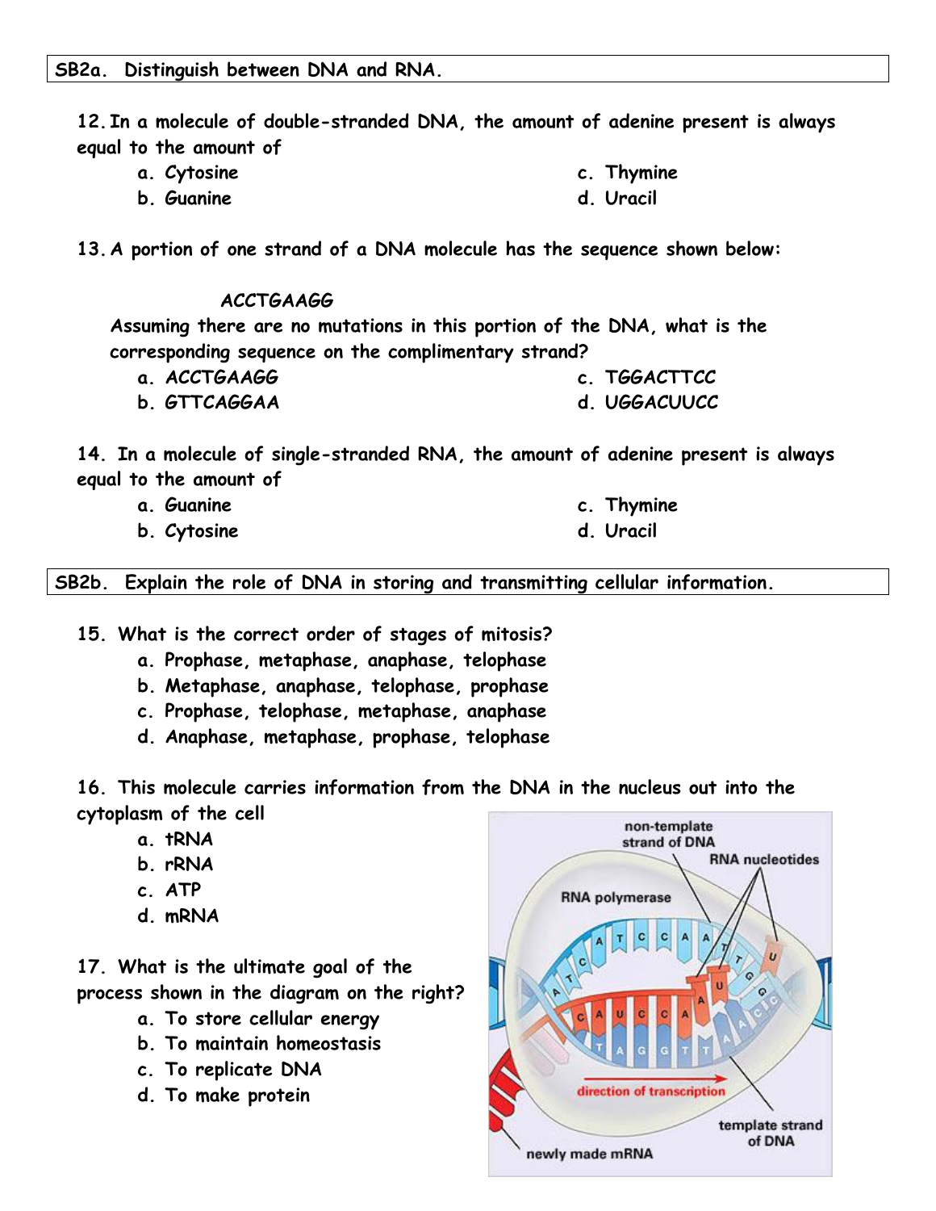**SB2a. Distinguish between DNA and RNA.**

12. In a molecule of double-stranded DNA, the amount of adenine present is always equal to the amount of
    - a. Cytosine
    - b. Guanine
    - c. Thymine
    - d. Uracil

13. A portion of one strand of a DNA molecule has the sequence shown below:

    ACCTGAAGG

    Assuming there are no mutations in this portion of the DNA, what is the corresponding sequence on the complimentary strand?
    - a. ACCTGAAGG
    - b. GTTCAGGAA
    - c. TGGACTTCC
    - d. UGGACUUCC

14. In a molecule of single-stranded RNA, the amount of adenine present is always equal to the amount of
    - a. Guanine
    - b. Cytosine
    - c. Thymine
    - d. Uracil

**SB2b. Explain the role of DNA in storing and transmitting cellular information.**

15. What is the correct order of stages of mitosis?
    - a. Prophase, metaphase, anaphase, telophase
    - b. Metaphase, anaphase, telophase, prophase
    - c. Prophase, telophase, metaphase, anaphase
    - d. Anaphase, metaphase, prophase, telophase

16. This molecule carries information from the DNA in the nucleus out into the cytoplasm of the cell
    - a. tRNA
    - b. rRNA
    - c. ATP
    - d. mRNA

17. What is the ultimate goal of the process shown in the diagram on the right?
    - a. To store cellular energy
    - b. To maintain homeostasis
    - c. To replicate DNA
    - d. To make protein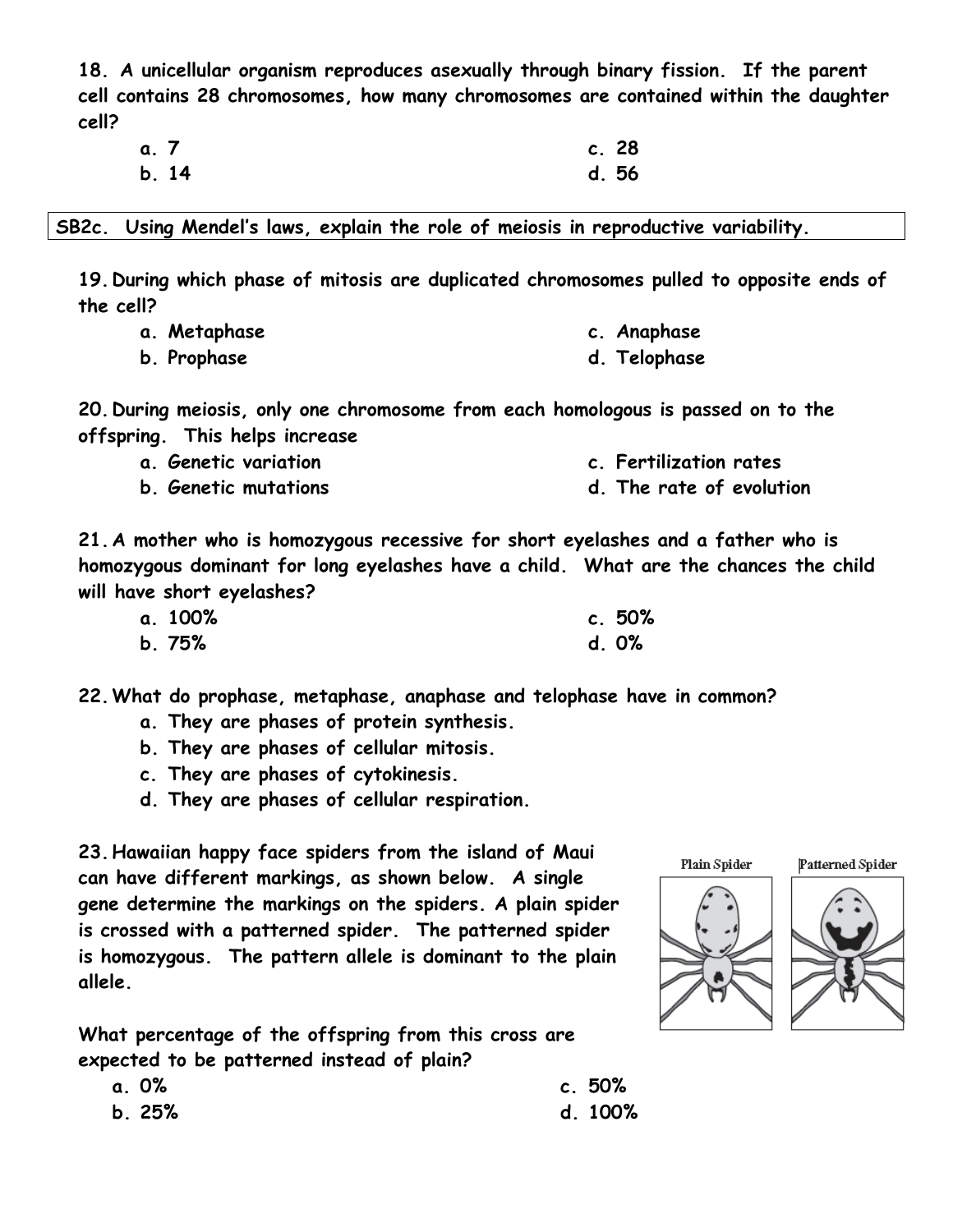**18. A unicellular organism reproduces asexually through binary fission. If the parent cell contains 28 chromosomes, how many chromosomes are contained within the daughter cell?**

- **a. 7**
- **b. 14**
- **c. 28**
- **d. 56**

**SB2c. Using Mendel's laws, explain the role of meiosis in reproductive variability.**

**19. During which phase of mitosis are duplicated chromosomes pulled to opposite ends of the cell?**

- **a. Metaphase**
- **b. Prophase**
- **c. Anaphase**
- **d. Telophase**

**20. During meiosis, only one chromosome from each homologous is passed on to the offspring. This helps increase**

- **a. Genetic variation**
- **b. Genetic mutations**
- **c. Fertilization rates**
- **d. The rate of evolution**

**21. A mother who is homozygous recessive for short eyelashes and a father who is homozygous dominant for long eyelashes have a child. What are the chances the child will have short eyelashes?**

- **a. 100%**
- **b. 75%**
- **c. 50%**
- **d. 0%**

**22. What do prophase, metaphase, anaphase and telophase have in common?**

- **a. They are phases of protein synthesis.**
- **b. They are phases of cellular mitosis.**
- **c. They are phases of cytokinesis.**
- **d. They are phases of cellular respiration.**

**23. Hawaiian happy face spiders from the island of Maui can have different markings, as shown below. A single gene determine the markings on the spiders. A plain spider is crossed with a patterned spider. The patterned spider is homozygous. The pattern allele is dominant to the plain allele.**

Plain Spider | Patterned Spider

**What percentage of the offspring from this cross are expected to be patterned instead of plain?**

- **a. 0%**
- **b. 25%**
- **c. 50%**
- **d. 100%**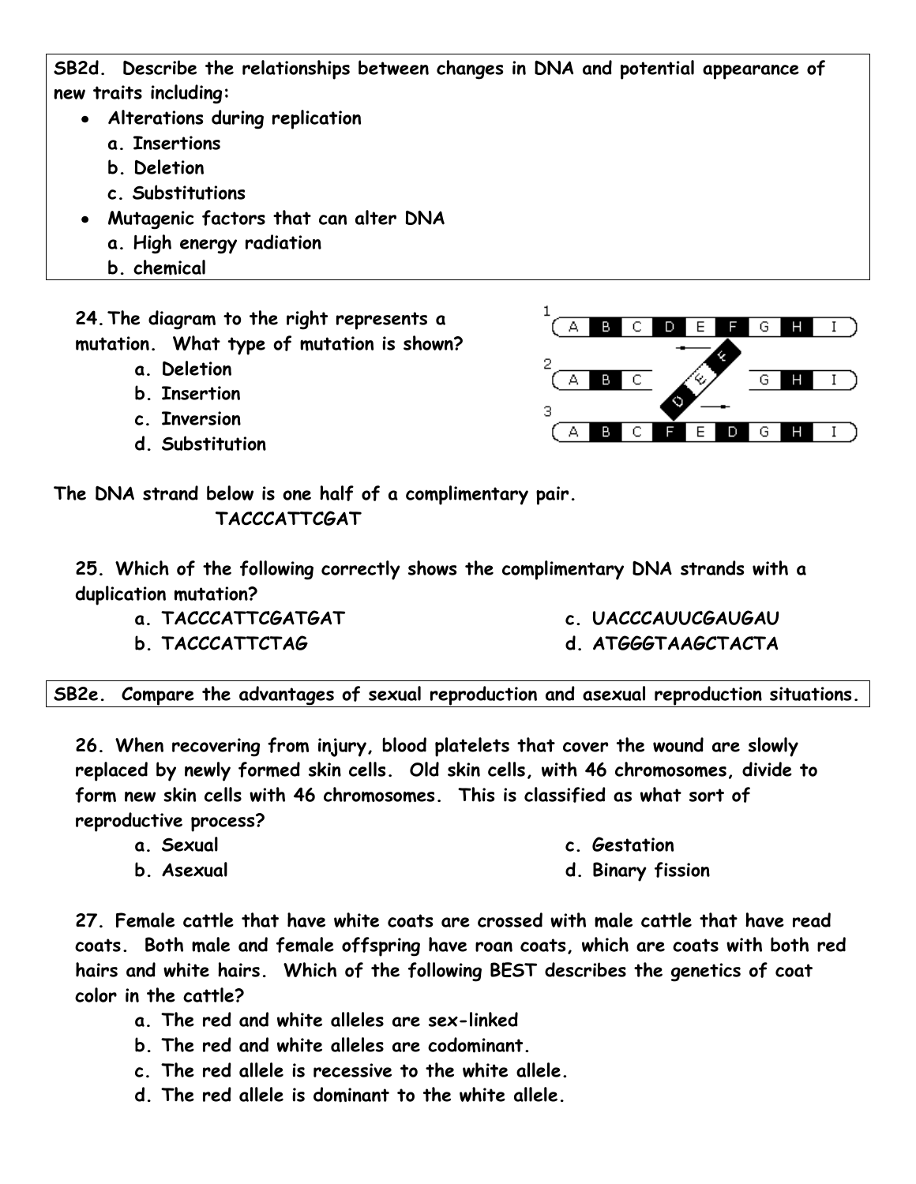**SB2d. Describe the relationships between changes in DNA and potential appearance of new traits including:**

- **Alterations during replication**
  - **a. Insertions**
  - **b. Deletion**
  - **c. Substitutions**
- **Mutagenic factors that can alter DNA**
  - **a. High energy radiation**
  - **b. chemical**

**24. The diagram to the right represents a mutation. What type of mutation is shown?**

**a. Deletion**

**b. Insertion**

**c. Inversion**

**d. Substitution**

1 A B C D E F G H I

2 A B C D E F G H I

3 A B C F E D G H I

**The DNA strand below is one half of a complimentary pair.**

**TACCCATTCGAT**

**25. Which of the following correctly shows the complimentary DNA strands with a duplication mutation?**

**a. TACCCATTCGATGAT**

**b. TACCCATTCTAG**

**c. UACCCAUUCGAUGAU**

**d. ATGGGTAAGCTACTA**

**SB2e. Compare the advantages of sexual reproduction and asexual reproduction situations.**

**26. When recovering from injury, blood platelets that cover the wound are slowly replaced by newly formed skin cells. Old skin cells, with 46 chromosomes, divide to form new skin cells with 46 chromosomes. This is classified as what sort of reproductive process?**

**a. Sexual**

**b. Asexual**

**c. Gestation**

**d. Binary fission**

**27. Female cattle that have white coats are crossed with male cattle that have read coats. Both male and female offspring have roan coats, which are coats with both red hairs and white hairs. Which of the following BEST describes the genetics of coat color in the cattle?**

**a. The red and white alleles are sex-linked**

**b. The red and white alleles are codominant.**

**c. The red allele is recessive to the white allele.**

**d. The red allele is dominant to the white allele.**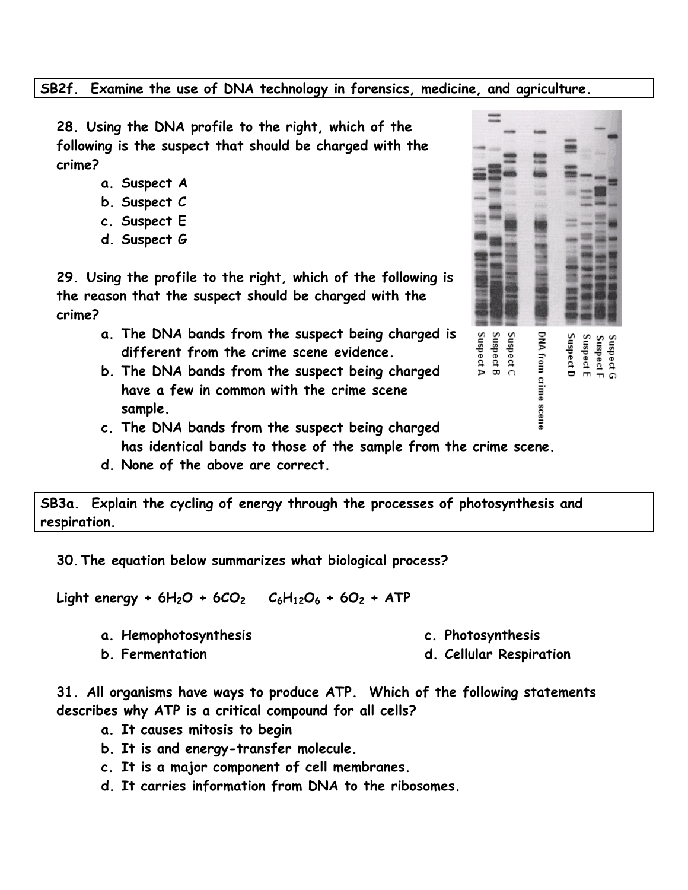**SB2f. Examine the use of DNA technology in forensics, medicine, and agriculture.**

**28. Using the DNA profile to the right, which of the following is the suspect that should be charged with the crime?**

- **a. Suspect A**
- **b. Suspect C**
- **c. Suspect E**
- **d. Suspect G**

Suspect A, Suspect B, Suspect C, DNA from crime scene, Suspect D, Suspect E, Suspect F, Suspect G

**29. Using the profile to the right, which of the following is the reason that the suspect should be charged with the crime?**

- **a. The DNA bands from the suspect being charged is different from the crime scene evidence.**
- **b. The DNA bands from the suspect being charged have a few in common with the crime scene sample.**
- **c. The DNA bands from the suspect being charged has identical bands to those of the sample from the crime scene.**
- **d. None of the above are correct.**

**SB3a. Explain the cycling of energy through the processes of photosynthesis and respiration.**

**30. The equation below summarizes what biological process?**

**Light energy + $6H_2O$ + $6CO_2$ $C_6H_{12}O_6$ + $6O_2$ + ATP**

- **a. Hemophotosynthesis**
- **b. Fermentation**
- **c. Photosynthesis**
- **d. Cellular Respiration**

**31. All organisms have ways to produce ATP. Which of the following statements describes why ATP is a critical compound for all cells?**

- **a. It causes mitosis to begin**
- **b. It is and energy-transfer molecule.**
- **c. It is a major component of cell membranes.**
- **d. It carries information from DNA to the ribosomes.**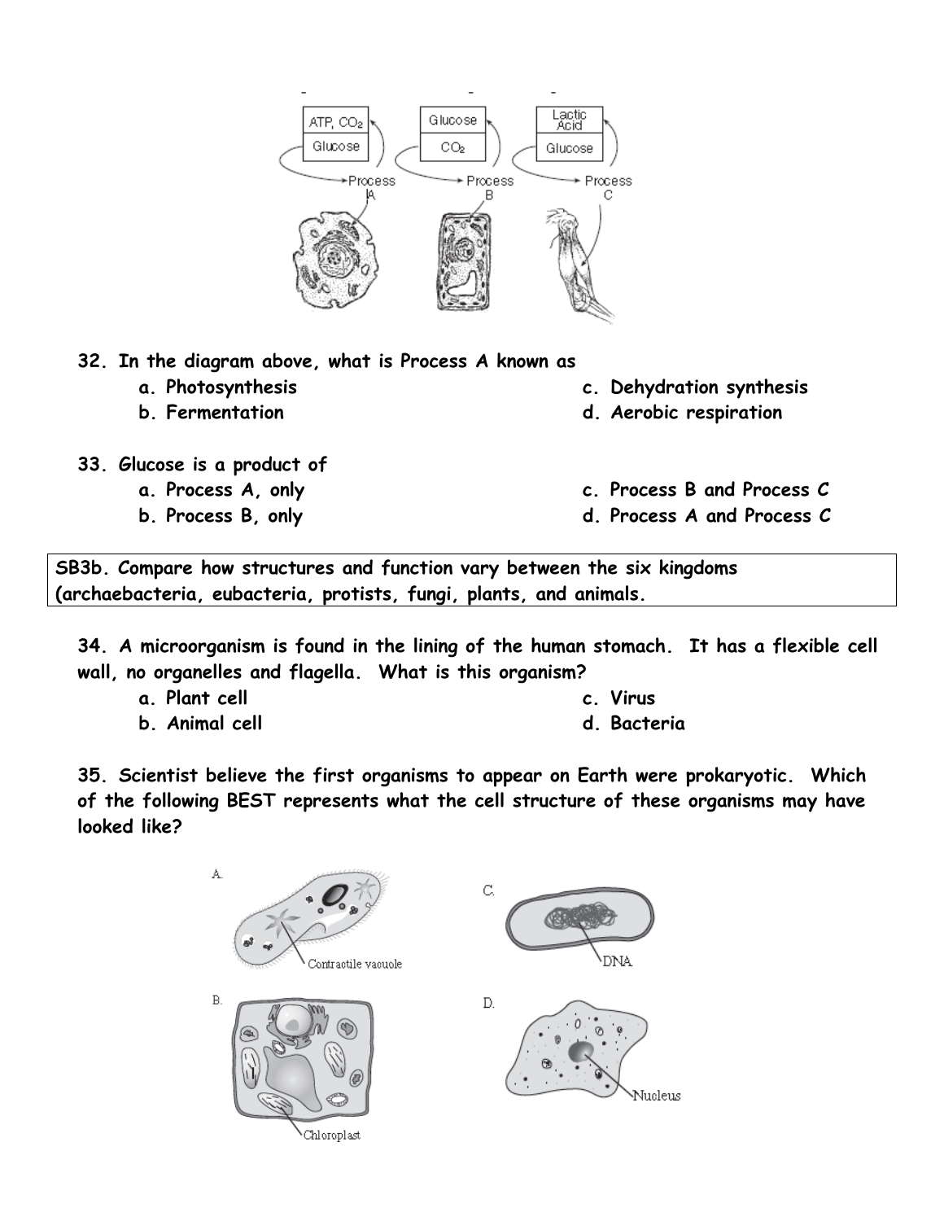32. In the diagram above, what is Process A known as

a. Photosynthesis
b. Fermentation
c. Dehydration synthesis
d. Aerobic respiration

33. Glucose is a product of

a. Process A, only
b. Process B, only
c. Process B and Process C
d. Process A and Process C

**SB3b. Compare how structures and function vary between the six kingdoms (archaebacteria, eubacteria, protists, fungi, plants, and animals.**

34. A microorganism is found in the lining of the human stomach. It has a flexible cell wall, no organelles and flagella. What is this organism?

a. Plant cell
b. Animal cell
c. Virus
d. Bacteria

35. Scientist believe the first organisms to appear on Earth were prokaryotic. Which of the following BEST represents what the cell structure of these organisms may have looked like?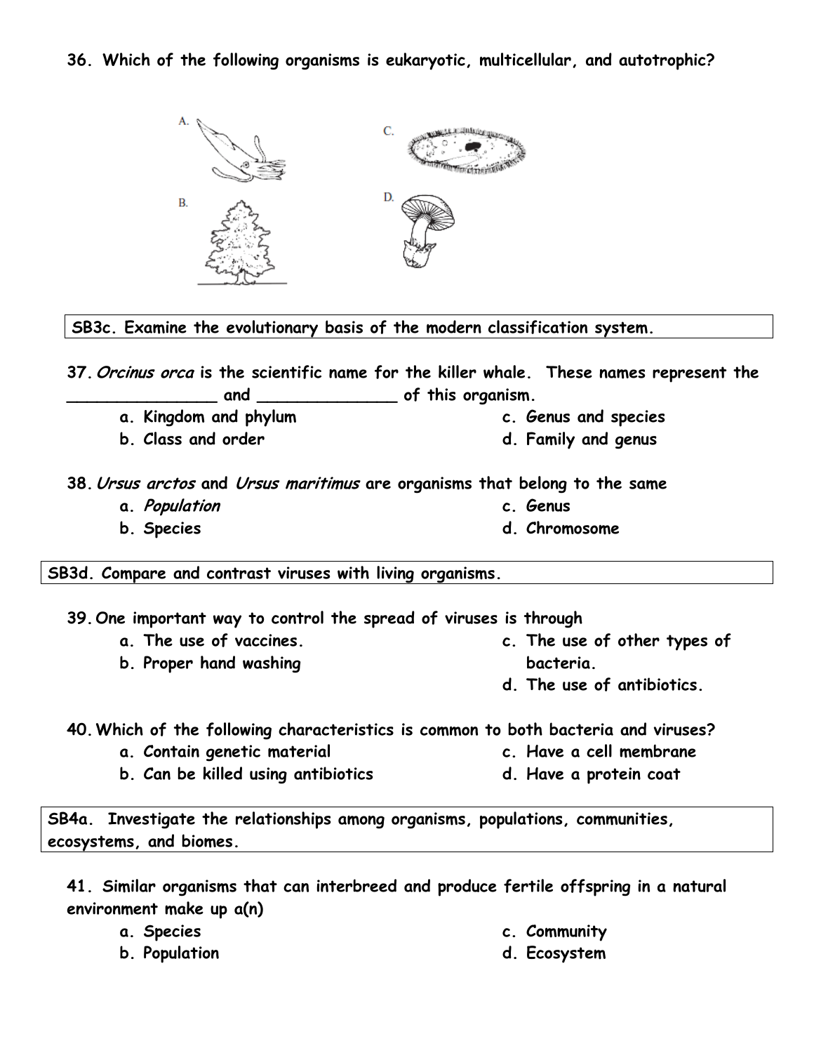**36. Which of the following organisms is eukaryotic, multicellular, and autotrophic?**

A.

B.

C.

D.

**SB3c. Examine the evolutionary basis of the modern classification system.**

**37. *Orcinus orca* is the scientific name for the killer whale. These names represent the _______________ and ______________ of this organism.**

- **a. Kingdom and phylum**
- **b. Class and order**
- **c. Genus and species**
- **d. Family and genus**

**38. *Ursus arctos* and *Ursus maritimus* are organisms that belong to the same**

- **a. *Population***
- **b. Species**
- **c. Genus**
- **d. Chromosome**

**SB3d. Compare and contrast viruses with living organisms.**

**39. One important way to control the spread of viruses is through**

- **a. The use of vaccines.**
- **b. Proper hand washing**
- **c. The use of other types of bacteria.**
- **d. The use of antibiotics.**

**40. Which of the following characteristics is common to both bacteria and viruses?**

- **a. Contain genetic material**
- **b. Can be killed using antibiotics**
- **c. Have a cell membrane**
- **d. Have a protein coat**

**SB4a. Investigate the relationships among organisms, populations, communities, ecosystems, and biomes.**

**41. Similar organisms that can interbreed and produce fertile offspring in a natural environment make up a(n)**

- **a. Species**
- **b. Population**
- **c. Community**
- **d. Ecosystem**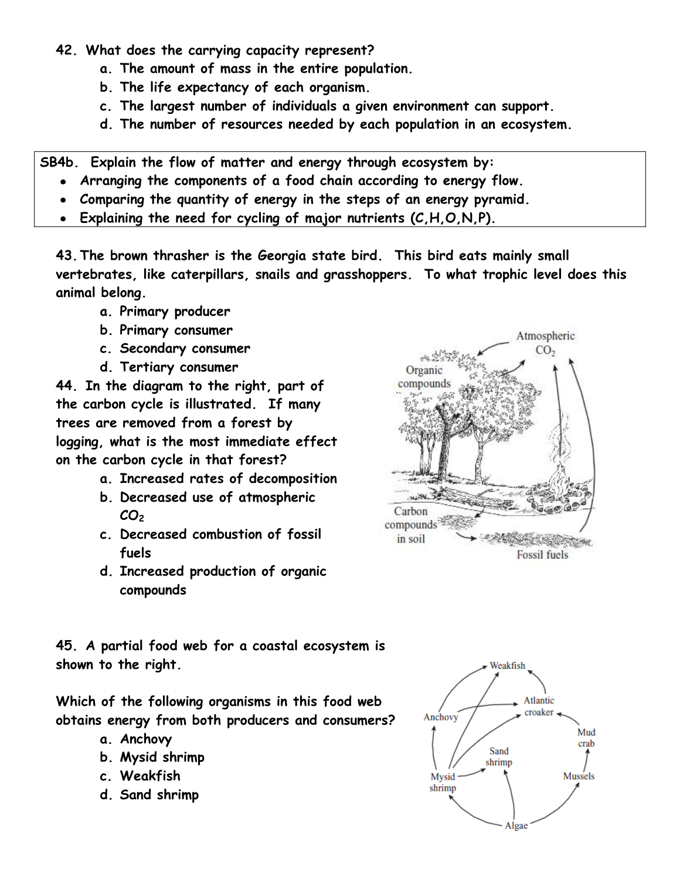**42. What does the carrying capacity represent?**

- **a. The amount of mass in the entire population.**
- **b. The life expectancy of each organism.**
- **c. The largest number of individuals a given environment can support.**
- **d. The number of resources needed by each population in an ecosystem.**

**SB4b. Explain the flow of matter and energy through ecosystem by:**

- ***Arranging the components of a food chain according to energy flow.***
- ***Comparing the quantity of energy in the steps of an energy pyramid.***
- ***Explaining the need for cycling of major nutrients (C,H,O,N,P).***

**43. The brown thrasher is the Georgia state bird. This bird eats mainly small vertebrates, like caterpillars, snails and grasshoppers. To what trophic level does this animal belong.**

- **a. Primary producer**
- **b. Primary consumer**
- **c. Secondary consumer**
- **d. Tertiary consumer**

**44. In the diagram to the right, part of the carbon cycle is illustrated. If many trees are removed from a forest by logging, what is the most immediate effect on the carbon cycle in that forest?**

- **a. Increased rates of decomposition**
- **b. Decreased use of atmospheric $CO_2$**
- **c. Decreased combustion of fossil fuels**
- **d. Increased production of organic compounds**

**45. A partial food web for a coastal ecosystem is shown to the right.**

**Which of the following organisms in this food web obtains energy from both producers and consumers?**

- **a. Anchovy**
- **b. Mysid shrimp**
- **c. Weakfish**
- **d. Sand shrimp**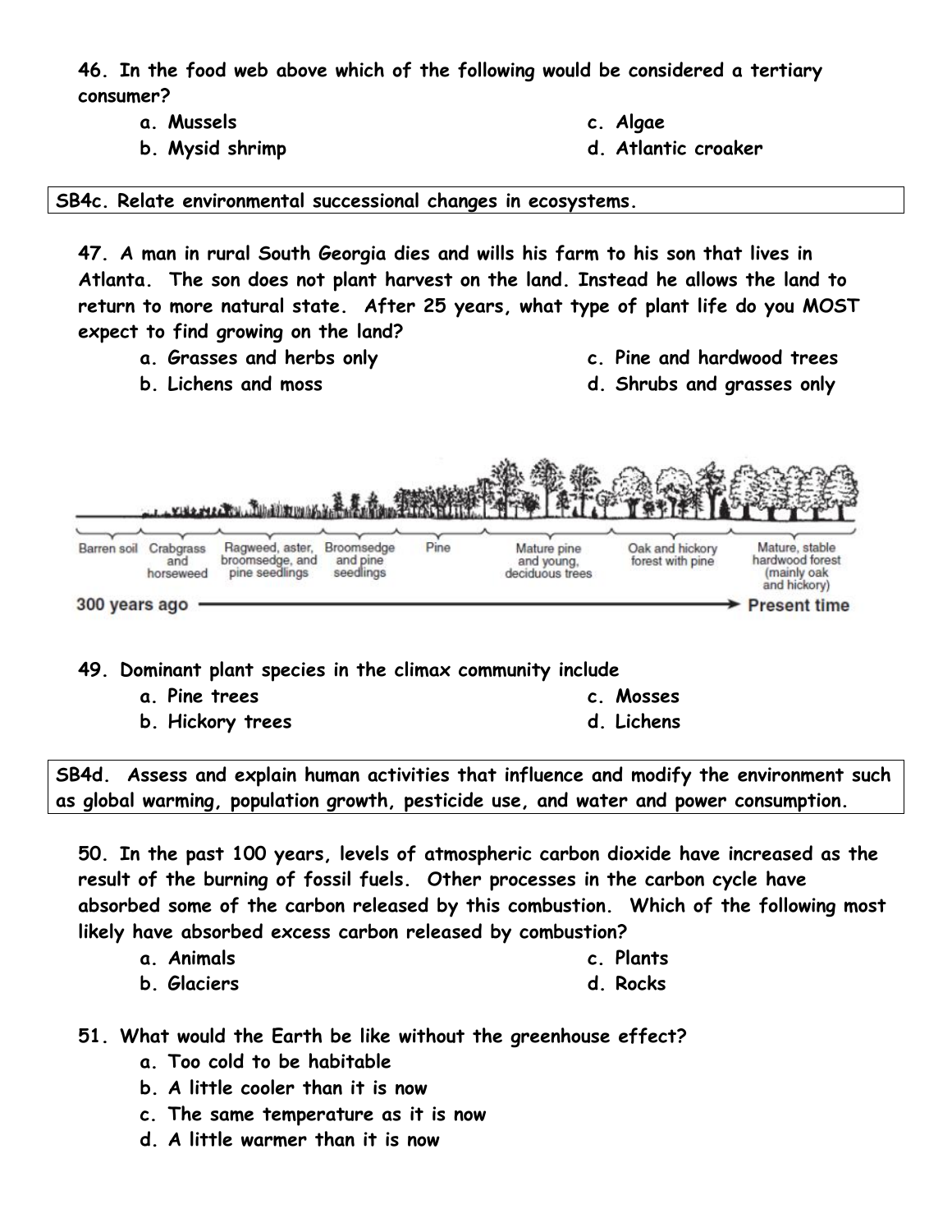**46. In the food web above which of the following would be considered a tertiary consumer?**

- a. Mussels
- b. Mysid shrimp
- c. Algae
- d. Atlantic croaker

**SB4c. Relate environmental successional changes in ecosystems.**

**47. A man in rural South Georgia dies and wills his farm to his son that lives in Atlanta. The son does not plant harvest on the land. Instead he allows the land to return to more natural state. After 25 years, what type of plant life do you MOST expect to find growing on the land?**

- a. Grasses and herbs only
- b. Lichens and moss
- c. Pine and hardwood trees
- d. Shrubs and grasses only

Barren soil | Crabgrass and horseweed | Ragweed, aster, broomsedge, and pine seedlings | Broomsedge and pine seedlings | Pine | Mature pine and young, deciduous trees | Oak and hickory forest with pine | Mature, stable hardwood forest (mainly oak and hickory)

300 years ago → Present time

**49. Dominant plant species in the climax community include**

- a. Pine trees
- b. Hickory trees
- c. Mosses
- d. Lichens

**SB4d. Assess and explain human activities that influence and modify the environment such as global warming, population growth, pesticide use, and water and power consumption.**

**50. In the past 100 years, levels of atmospheric carbon dioxide have increased as the result of the burning of fossil fuels. Other processes in the carbon cycle have absorbed some of the carbon released by this combustion. Which of the following most likely have absorbed excess carbon released by combustion?**

- a. Animals
- b. Glaciers
- c. Plants
- d. Rocks

**51. What would the Earth be like without the greenhouse effect?**

- a. Too cold to be habitable
- b. A little cooler than it is now
- c. The same temperature as it is now
- d. A little warmer than it is now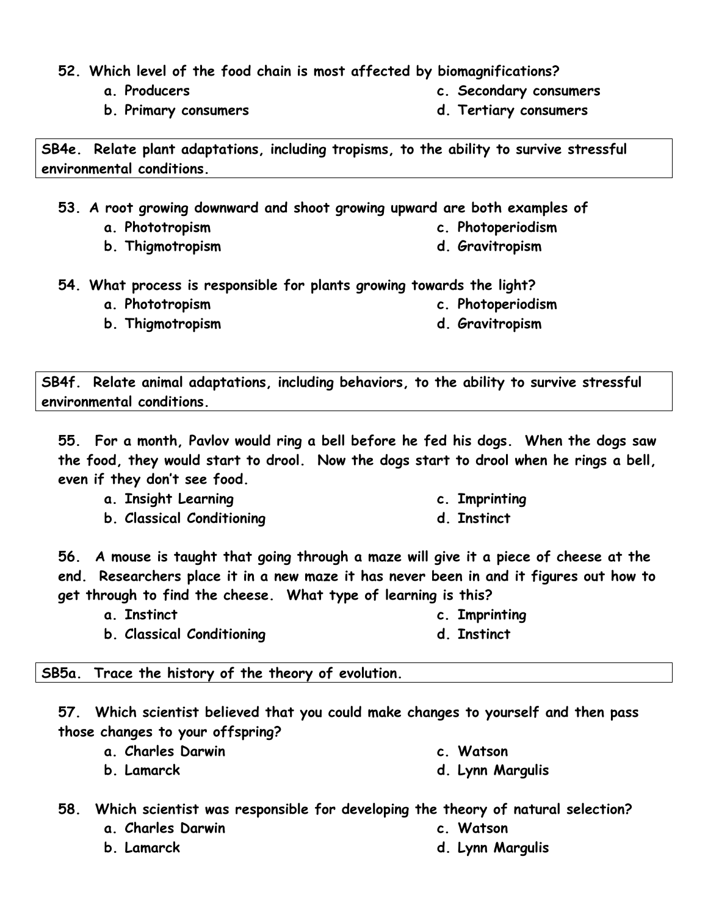**52. Which level of the food chain is most affected by biomagnifications?**

**a. Producers**

**b. Primary consumers**

**c. Secondary consumers**

**d. Tertiary consumers**

**SB4e. Relate plant adaptations, including tropisms, to the ability to survive stressful environmental conditions.**

**53. A root growing downward and shoot growing upward are both examples of**

**a. Phototropism**

**b. Thigmotropism**

**c. Photoperiodism**

**d. Gravitropism**

**54. What process is responsible for plants growing towards the light?**

**a. Phototropism**

**b. Thigmotropism**

**c. Photoperiodism**

**d. Gravitropism**

**SB4f. Relate animal adaptations, including behaviors, to the ability to survive stressful environmental conditions.**

**55. For a month, Pavlov would ring a bell before he fed his dogs. When the dogs saw the food, they would start to drool. Now the dogs start to drool when he rings a bell, even if they don't see food.**

**a. Insight Learning**

**b. Classical Conditioning**

**c. Imprinting**

**d. Instinct**

**56. A mouse is taught that going through a maze will give it a piece of cheese at the end. Researchers place it in a new maze it has never been in and it figures out how to get through to find the cheese. What type of learning is this?**

**a. Instinct**

**b. Classical Conditioning**

**c. Imprinting**

**d. Instinct**

**SB5a. Trace the history of the theory of evolution.**

**57. Which scientist believed that you could make changes to yourself and then pass those changes to your offspring?**

**a. Charles Darwin**

**b. Lamarck**

**c. Watson**

**d. Lynn Margulis**

**58. Which scientist was responsible for developing the theory of natural selection?**

**a. Charles Darwin**

**b. Lamarck**

**c. Watson**

**d. Lynn Margulis**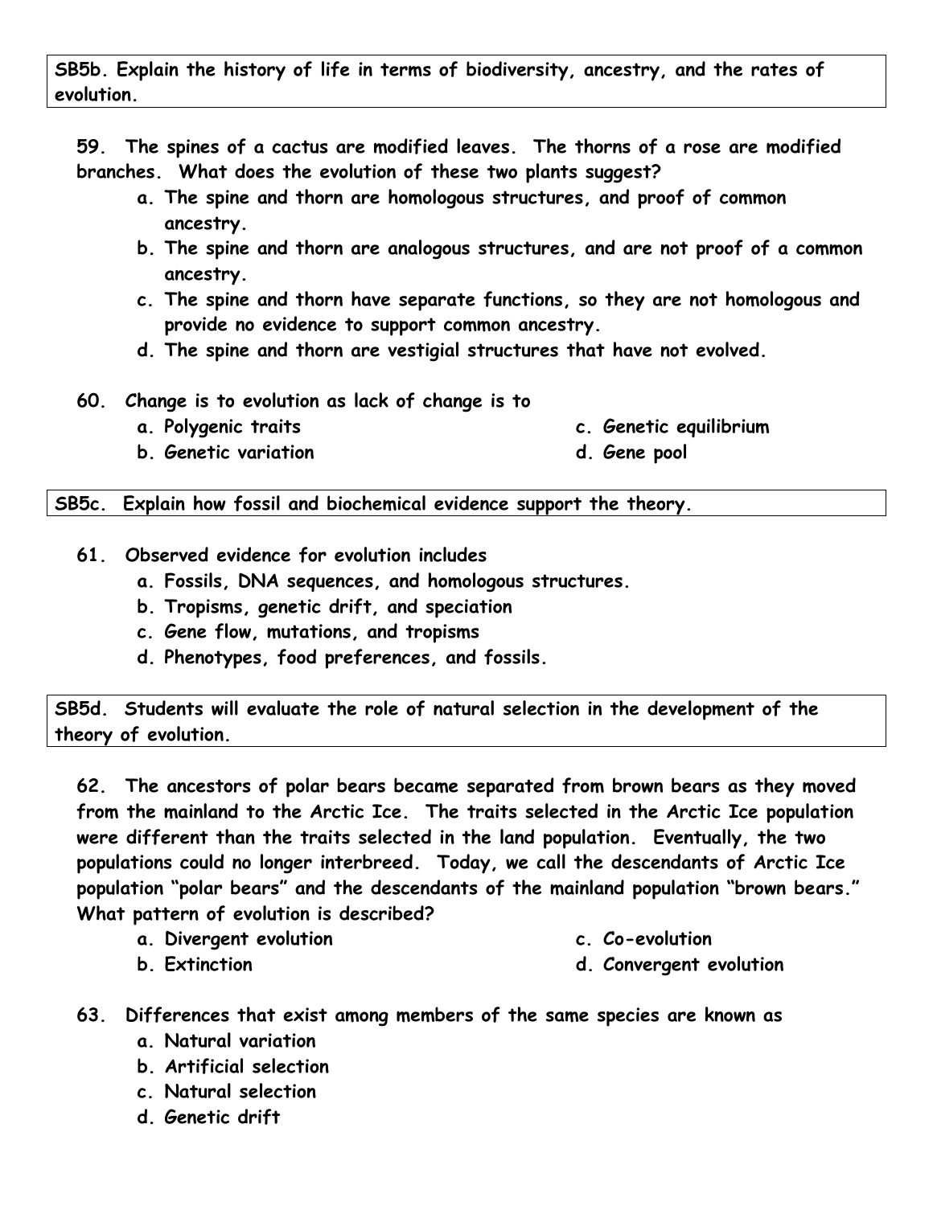**SB5b. Explain the history of life in terms of biodiversity, ancestry, and the rates of evolution.**

59. The spines of a cactus are modified leaves. The thorns of a rose are modified branches. What does the evolution of these two plants suggest?

a. The spine and thorn are homologous structures, and proof of common ancestry.
b. The spine and thorn are analogous structures, and are not proof of a common ancestry.
c. The spine and thorn have separate functions, so they are not homologous and provide no evidence to support common ancestry.
d. The spine and thorn are vestigial structures that have not evolved.

60. Change is to evolution as lack of change is to

a. Polygenic traits
b. Genetic variation
c. Genetic equilibrium
d. Gene pool

**SB5c. Explain how fossil and biochemical evidence support the theory.**

61. Observed evidence for evolution includes

a. Fossils, DNA sequences, and homologous structures.
b. Tropisms, genetic drift, and speciation
c. Gene flow, mutations, and tropisms
d. Phenotypes, food preferences, and fossils.

**SB5d. Students will evaluate the role of natural selection in the development of the theory of evolution.**

62. The ancestors of polar bears became separated from brown bears as they moved from the mainland to the Arctic Ice. The traits selected in the Arctic Ice population were different than the traits selected in the land population. Eventually, the two populations could no longer interbreed. Today, we call the descendants of Arctic Ice population "polar bears" and the descendants of the mainland population "brown bears." What pattern of evolution is described?

a. Divergent evolution
b. Extinction
c. Co-evolution
d. Convergent evolution

63. Differences that exist among members of the same species are known as

a. Natural variation
b. Artificial selection
c. Natural selection
d. Genetic drift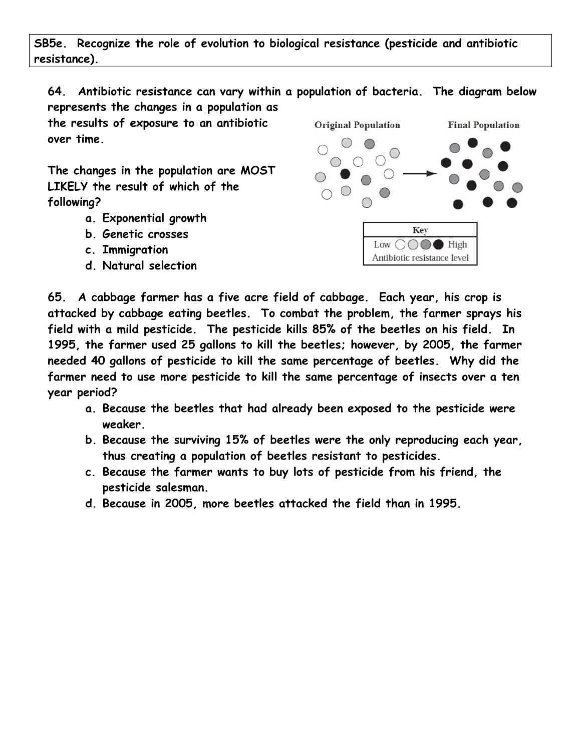**SB5e. Recognize the role of evolution to biological resistance (pesticide and antibiotic resistance).**

**64. Antibiotic resistance can vary within a population of bacteria. The diagram below represents the changes in a population as the results of exposure to an antibiotic over time.**

Original Population

Final Population

Key

Low High

Antibiotic resistance level

**The changes in the population are MOST LIKELY the result of which of the following?**

- **a. Exponential growth**
- **b. Genetic crosses**
- **c. Immigration**
- **d. Natural selection**

**65. A cabbage farmer has a five acre field of cabbage. Each year, his crop is attacked by cabbage eating beetles. To combat the problem, the farmer sprays his field with a mild pesticide. The pesticide kills 85% of the beetles on his field. In 1995, the farmer used 25 gallons to kill the beetles; however, by 2005, the farmer needed 40 gallons of pesticide to kill the same percentage of beetles. Why did the farmer need to use more pesticide to kill the same percentage of insects over a ten year period?**

- **a. Because the beetles that had already been exposed to the pesticide were weaker.**
- **b. Because the surviving 15% of beetles were the only reproducing each year, thus creating a population of beetles resistant to pesticides.**
- **c. Because the farmer wants to buy lots of pesticide from his friend, the pesticide salesman.**
- **d. Because in 2005, more beetles attacked the field than in 1995.**